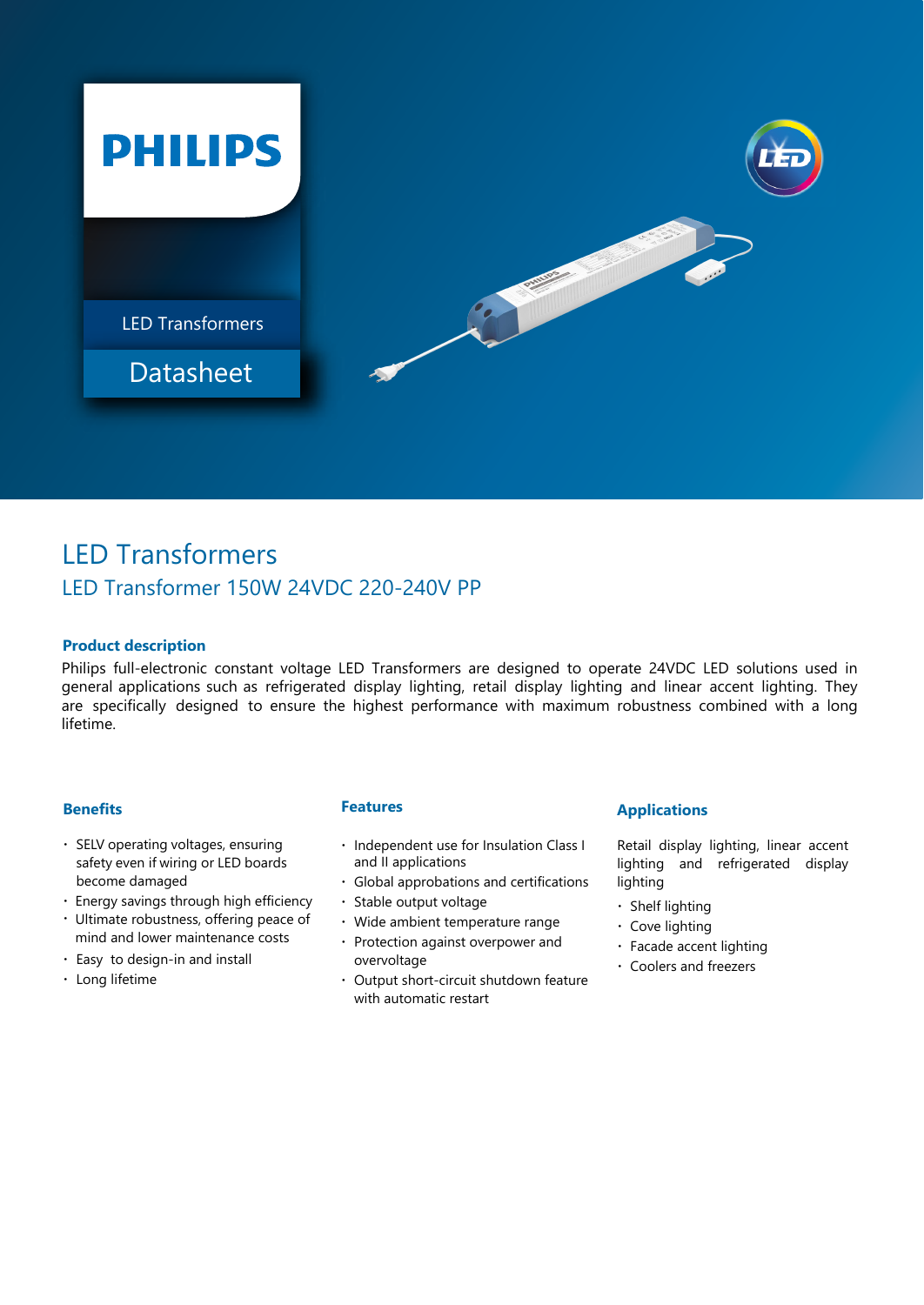PHILIPS

LED Transformers

Datasheet

# LED Transformers

## LED Transformer 150W 24VDC 220-240V PP

### Product description

Philips full-electronic constant voltage LED Transformers are designed to operate 24VDC LED solutions used in general applications such as refrigerated display lighting, retail display lighting and linear accent lighting. They are specifically designed to ensure the highest performance with maximum robustness combined with a long lifetime.

### Benefits

- SELV operating voltages, ensuring safety even if wiring or LED boards become damaged
- Energy savings through high efficiency
- Ultimate robustness, offering peace of mind and lower maintenance costs
- Easy to design-in and install
- Long lifetime

### Features

- Independent use for Insulation Class I and II applications
- Global approbations and certifications
- Stable output voltage
- Wide ambient temperature range
- Protection against overpower and overvoltage
- Output short-circuit shutdown feature with automatic restart

### Applications

Retail display lighting, linear accent lighting and refrigerated display lighting

- Shelf lighting
- Cove lighting
- Facade accent lighting
- Coolers and freezers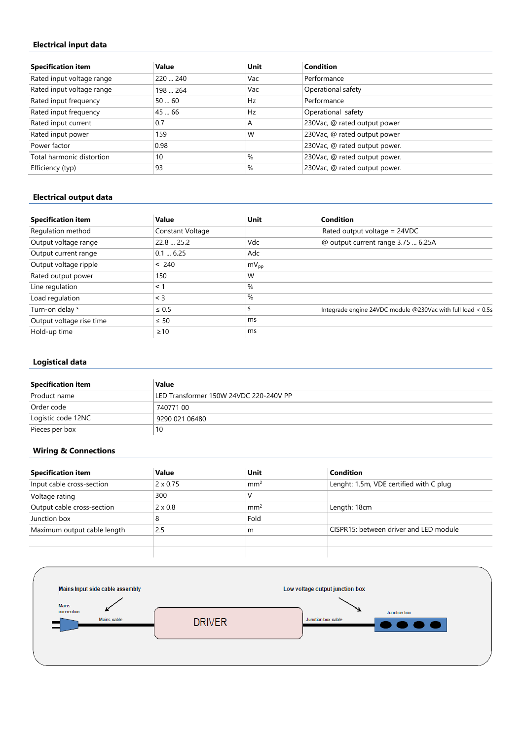## Electrical input data

| Specification item | Value | Unit | Condition |
|---|---|---|---|
| Rated input voltage range | 220 ... 240 | Vac | Performance |
| Rated input voltage range | 198 ... 264 | Vac | Operational safety |
| Rated input frequency | 50 ... 60 | Hz | Performance |
| Rated input frequency | 45 ... 66 | Hz | Operational safety |
| Rated input current | 0.7 | A | 230Vac, @ rated output power |
| Rated input power | 159 | W | 230Vac, @ rated output power |
| Power factor | 0.98 | | 230Vac, @ rated output power. |
| Total harmonic distortion | 10 | % | 230Vac, @ rated output power. |
| Efficiency (typ) | 93 | % | 230Vac, @ rated output power. |

## Electrical output data

| Specification item | Value | Unit | Condition |
|---|---|---|---|
| Regulation method | Constant Voltage | | Rated output voltage = 24VDC |
| Output voltage range | 22.8 ... 25.2 | Vdc | @ output current range 3.75 ... 6.25A |
| Output current range | 0.1 ... 6.25 | Adc | |
| Output voltage ripple | < 240 | $mV_{pp}$ | |
| Rated output power | 150 | W | |
| Line regulation | < 1 | % | |
| Load regulation | < 3 | % | |
| Turn-on delay * | ≤ 0.5 | s | Integrade engine 24VDC module @230Vac with full load < 0.5s |
| Output voltage rise time | ≤ 50 | ms | |
| Hold-up time | ≥10 | ms | |

## Logistical data

| Specification item | Value |
|---|---|
| Product name | LED Transformer 150W 24VDC 220-240V PP |
| Order code | 740771 00 |
| Logistic code 12NC | 9290 021 06480 |
| Pieces per box | 10 |

## Wiring & Connections

| Specification item | Value | Unit | Condition |
|---|---|---|---|
| Input cable cross-section | 2 x 0.75 | $mm^2$ | Lenght: 1.5m, VDE certified with C plug |
| Voltage rating | 300 | V | |
| Output cable cross-section | 2 x 0.8 | $mm^2$ | Length: 18cm |
| Junction box | 8 | Fold | |
| Maximum output cable length | 2.5 | m | CISPR15: between driver and LED module |
| | | | |

Mains Input side cable assembly

Mains connection

Mains cable

DRIVER

Low voltage output junction box

Junction box cable

Junction box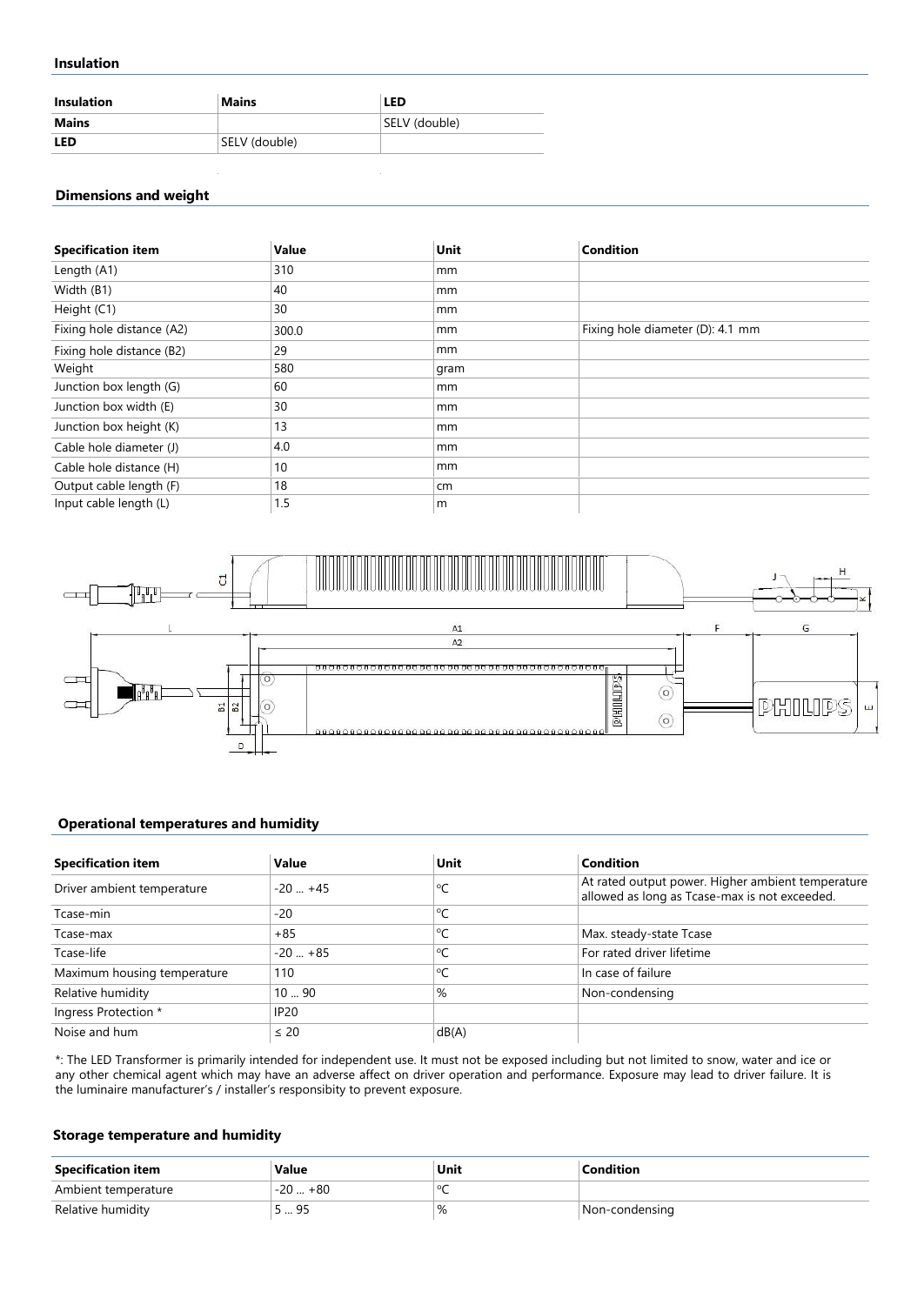## Insulation

| Insulation | Mains | LED |
|---|---|---|
| **Mains** | | SELV (double) |
| **LED** | SELV (double) | |

## Dimensions and weight

| Specification item | Value | Unit | Condition |
|---|---|---|---|
| Length (A1) | 310 | mm | |
| Width (B1) | 40 | mm | |
| Height (C1) | 30 | mm | |
| Fixing hole distance (A2) | 300.0 | mm | Fixing hole diameter (D): 4.1 mm |
| Fixing hole distance (B2) | 29 | mm | |
| Weight | 580 | gram | |
| Junction box length (G) | 60 | mm | |
| Junction box width (E) | 30 | mm | |
| Junction box height (K) | 13 | mm | |
| Cable hole diameter (J) | 4.0 | mm | |
| Cable hole distance (H) | 10 | mm | |
| Output cable length (F) | 18 | cm | |
| Input cable length (L) | 1.5 | m | |

## Operational temperatures and humidity

| Specification item | Value | Unit | Condition |
|---|---|---|---|
| Driver ambient temperature | -20 ... +45 | °C | At rated output power. Higher ambient temperature allowed as long as Tcase-max is not exceeded. |
| Tcase-min | -20 | °C | |
| Tcase-max | +85 | °C | Max. steady-state Tcase |
| Tcase-life | -20 ... +85 | °C | For rated driver lifetime |
| Maximum housing temperature | 110 | °C | In case of failure |
| Relative humidity | 10 ... 90 | % | Non-condensing |
| Ingress Protection * | IP20 | | |
| Noise and hum | ≤ 20 | dB(A) | |

*: The LED Transformer is primarily intended for independent use. It must not be exposed including but not limited to snow, water and ice or any other chemical agent which may have an adverse affect on driver operation and performance. Exposure may lead to driver failure. It is the luminaire manufacturer's / installer's responsibity to prevent exposure.

## Storage temperature and humidity

| Specification item | Value | Unit | Condition |
|---|---|---|---|
| Ambient temperature | -20 ... +80 | °C | |
| Relative humidity | 5 ... 95 | % | Non-condensing |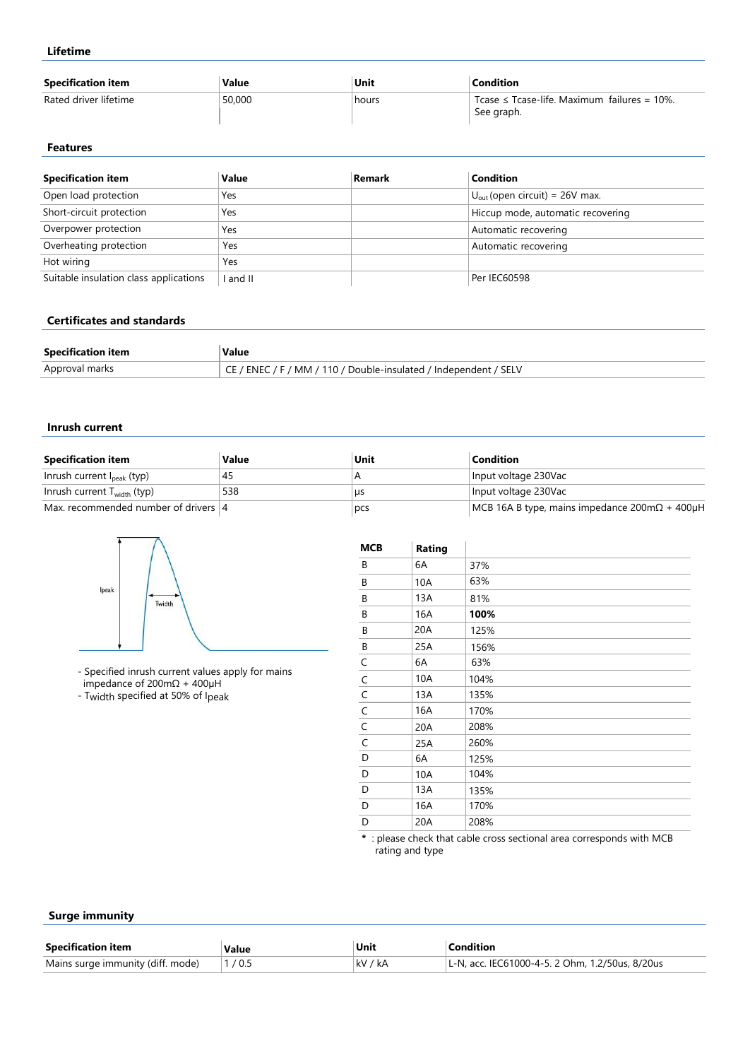### Lifetime

| Specification item | Value | Unit | Condition |
|---|---|---|---|
| Rated driver lifetime | 50,000 | hours | Tcase ≤ Tcase-life. Maximum failures = 10%. See graph. |

### Features

| Specification item | Value | Remark | Condition |
|---|---|---|---|
| Open load protection | Yes | | $U_{out}$ (open circuit) = 26V max. |
| Short-circuit protection | Yes | | Hiccup mode, automatic recovering |
| Overpower protection | Yes | | Automatic recovering |
| Overheating protection | Yes | | Automatic recovering |
| Hot wiring | Yes | | |
| Suitable insulation class applications | I and II | | Per IEC60598 |

### Certificates and standards

| Specification item | Value |
|---|---|
| Approval marks | CE / ENEC / F / MM / 110 / Double-insulated / Independent / SELV |

### Inrush current

| Specification item | Value | Unit | Condition |
|---|---|---|---|
| Inrush current $I_{peak}$ (typ) | 45 | A | Input voltage 230Vac |
| Inrush current $T_{width}$ (typ) | 538 | µs | Input voltage 230Vac |
| Max. recommended number of drivers | 4 | pcs | MCB 16A B type, mains impedance 200mΩ + 400µH |

- Specified inrush current values apply for mains impedance of 200mΩ + 400µH
- $T_{width}$ specified at 50% of $I_{peak}$

| MCB | Rating | |
|---|---|---|
| B | 6A | 37% |
| B | 10A | 63% |
| B | 13A | 81% |
| B | 16A | **100%** |
| B | 20A | 125% |
| B | 25A | 156% |
| C | 6A | 63% |
| C | 10A | 104% |
| C | 13A | 135% |
| C | 16A | 170% |
| C | 20A | 208% |
| C | 25A | 260% |
| D | 6A | 125% |
| D | 10A | 104% |
| D | 13A | 135% |
| D | 16A | 170% |
| D | 20A | 208% |

* : please check that cable cross sectional area corresponds with MCB rating and type

### Surge immunity

| Specification item | Value | Unit | Condition |
|---|---|---|---|
| Mains surge immunity (diff. mode) | 1 / 0.5 | kV / kA | L-N, acc. IEC61000-4-5. 2 Ohm, 1.2/50us, 8/20us |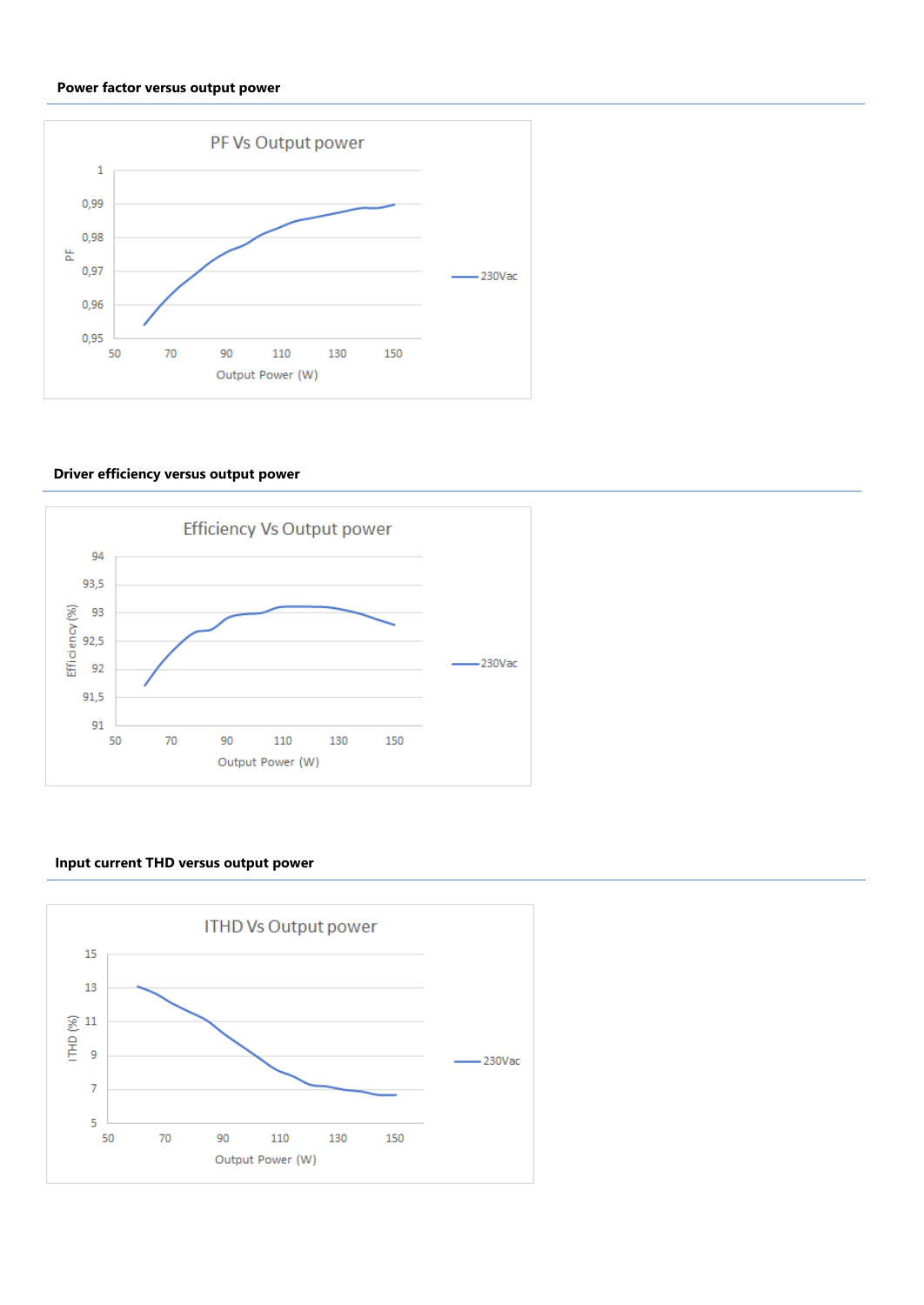### Power factor versus output power

PF Vs Output power

PF

1
0,99
0,98
0,97
0,96
0,95

50 70 90 110 130 150

Output Power (W)

230Vac

### Driver efficiency versus output power

Efficiency Vs Output power

Efficiency (%)

94
93,5
93
92,5
92
91,5
91

50 70 90 110 130 150

Output Power (W)

230Vac

### Input current THD versus output power

ITHD Vs Output power

ITHD (%)

15
13
11
9
7
5

50 70 90 110 130 150

Output Power (W)

230Vac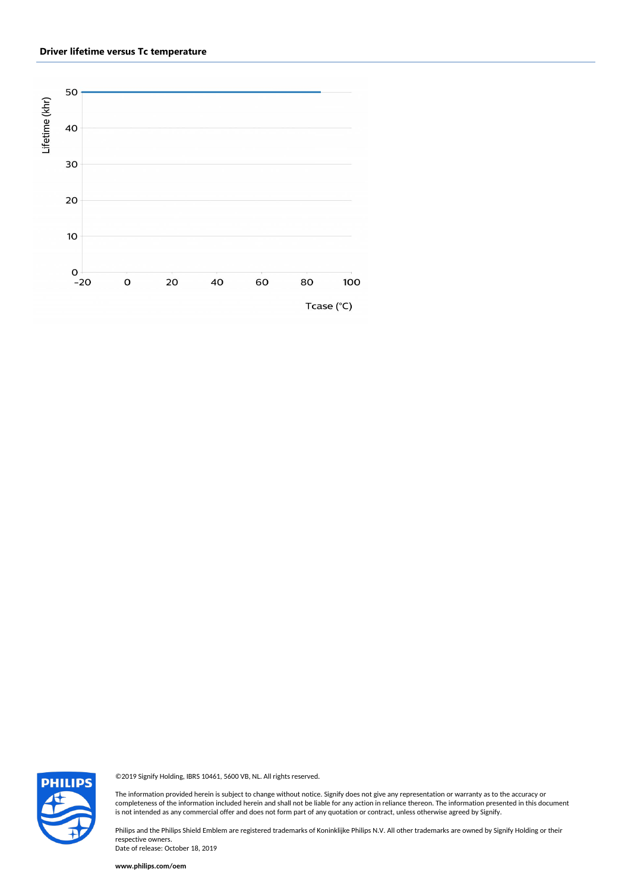## Driver lifetime versus Tc temperature

Lifetime (khr)

50

40

30

20

10

0

-20

0

20

40

60

80

100

Tcase (°C)

©2019 Signify Holding, IBRS 10461, 5600 VB, NL. All rights reserved.

The information provided herein is subject to change without notice. Signify does not give any representation or warranty as to the accuracy or completeness of the information included herein and shall not be liable for any action in reliance thereon. The information presented in this document is not intended as any commercial offer and does not form part of any quotation or contract, unless otherwise agreed by Signify.

Philips and the Philips Shield Emblem are registered trademarks of Koninklijke Philips N.V. All other trademarks are owned by Signify Holding or their respective owners.
Date of release: October 18, 2019

**www.philips.com/oem**